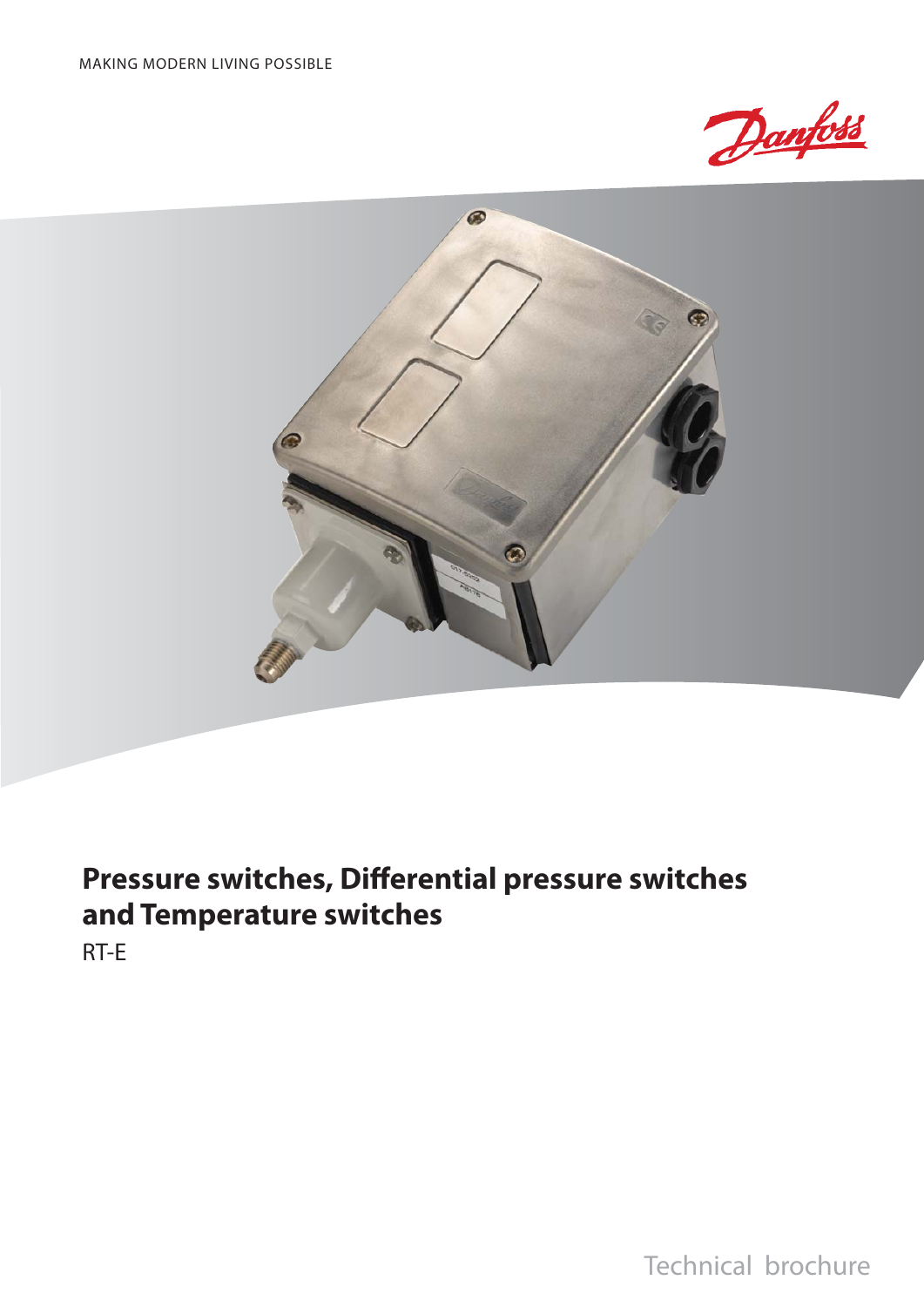MAKING MODERN LIVING POSSIBLE

Danfoss

# Pressure switches, Differential pressure switches and Temperature switches

RT-E

Technical brochure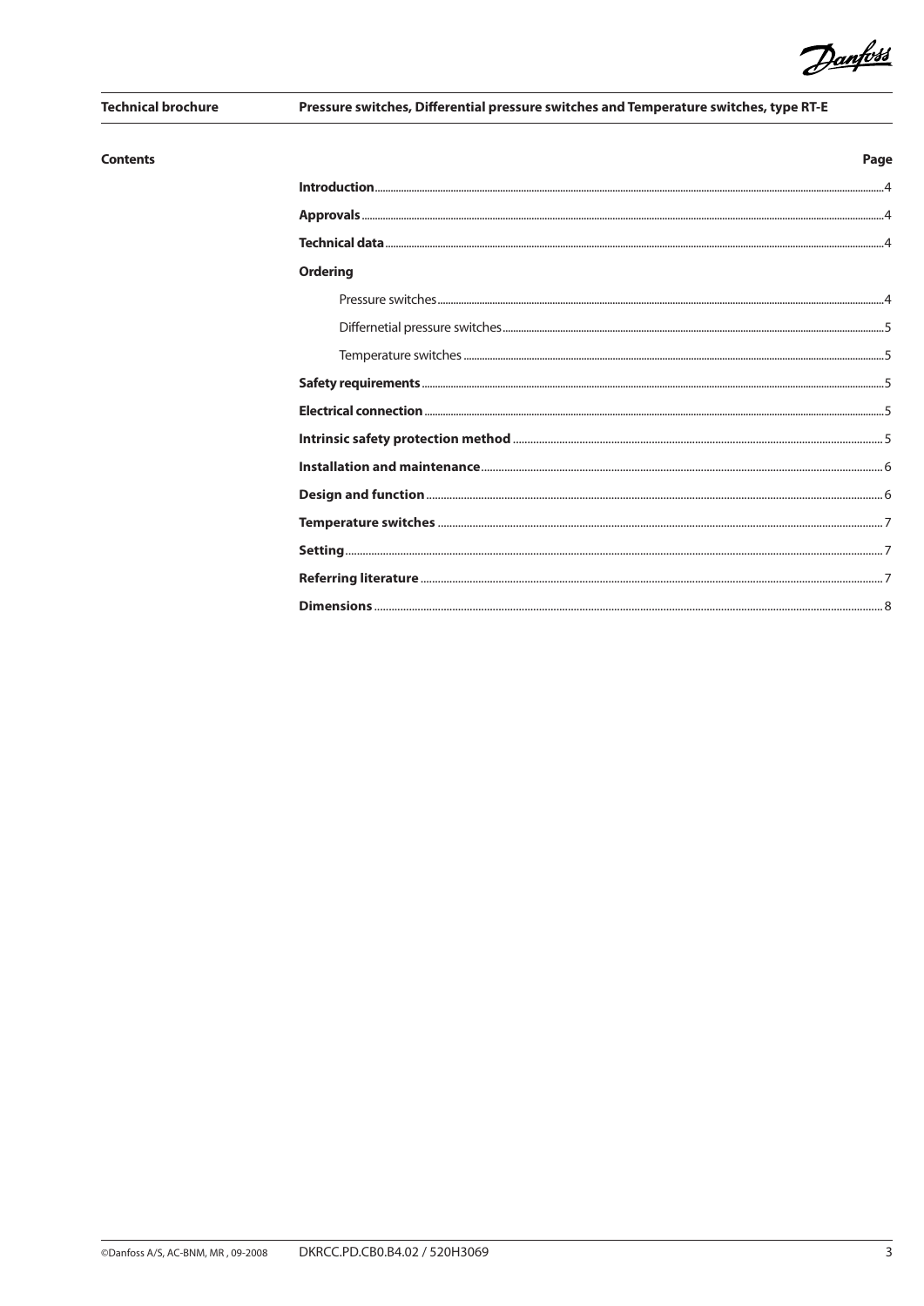## Contents

| | Page |
|---|---|
| **Introduction** | 4 |
| **Approvals** | 4 |
| **Technical data** | 4 |
| **Ordering** | |
| Pressure switches | 4 |
| Differnetial pressure switches | 5 |
| Temperature switches | 5 |
| **Safety requirements** | 5 |
| **Electrical connection** | 5 |
| **Intrinsic safety protection method** | 5 |
| **Installation and maintenance** | 6 |
| **Design and function** | 6 |
| **Temperature switches** | 7 |
| **Setting** | 7 |
| **Referring literature** | 7 |
| **Dimensions** | 8 |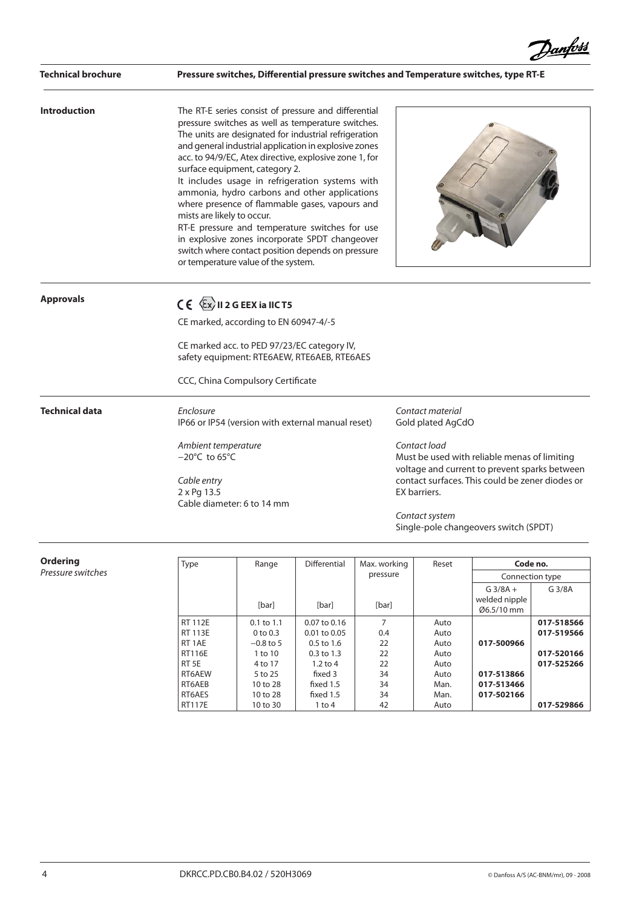# Pressure switches, Differential pressure switches and Temperature switches, type RT-E

## Introduction

The RT-E series consist of pressure and differential pressure switches as well as temperature switches. The units are designated for industrial refrigeration and general industrial application in explosive zones acc. to 94/9/EC, Atex directive, explosive zone 1, for surface equipment, category 2.

It includes usage in refrigeration systems with ammonia, hydro carbons and other applications where presence of flammable gases, vapours and mists are likely to occur.

RT-E pressure and temperature switches for use in explosive zones incorporate SPDT changeover switch where contact position depends on pressure or temperature value of the system.

## Approvals

**CE Ex II 2 G EEX ia IIC T5**

CE marked, according to EN 60947-4/-5

CE marked acc. to PED 97/23/EC category IV, safety equipment: RTE6AEW, RTE6AEB, RTE6AES

CCC, China Compulsory Certificate

## Technical data

*Enclosure*
IP66 or IP54 (version with external manual reset)

*Ambient temperature*
−20°C to 65°C

*Cable entry*
2 x Pg 13.5
Cable diameter: 6 to 14 mm

*Contact material*
Gold plated AgCdO

*Contact load*
Must be used with reliable menas of limiting voltage and current to prevent sparks between contact surfaces. This could be zener diodes or EX barriers.

*Contact system*
Single-pole changeovers switch (SPDT)

## Ordering

*Pressure switches*

| Type | Range | Differential | Max. working pressure | Reset | Code no. | |
|---|---|---|---|---|---|---|
| | | | | | Connection type | |
| | [bar] | [bar] | [bar] | | G 3/8A + welded nipple Ø6.5/10 mm | G 3/8A |
| RT 112E | 0.1 to 1.1 | 0.07 to 0.16 | 7 | Auto | | **017-518566** |
| RT 113E | 0 to 0.3 | 0.01 to 0.05 | 0.4 | Auto | | **017-519566** |
| RT 1AE | −0.8 to 5 | 0.5 to 1.6 | 22 | Auto | **017-500966** | |
| RT116E | 1 to 10 | 0.3 to 1.3 | 22 | Auto | | **017-520166** |
| RT 5E | 4 to 17 | 1.2 to 4 | 22 | Auto | | **017-525266** |
| RT6AEW | 5 to 25 | fixed 3 | 34 | Auto | **017-513866** | |
| RT6AEB | 10 to 28 | fixed 1.5 | 34 | Man. | **017-513466** | |
| RT6AES | 10 to 28 | fixed 1.5 | 34 | Man. | **017-502166** | |
| RT117E | 10 to 30 | 1 to 4 | 42 | Auto | | **017-529866** |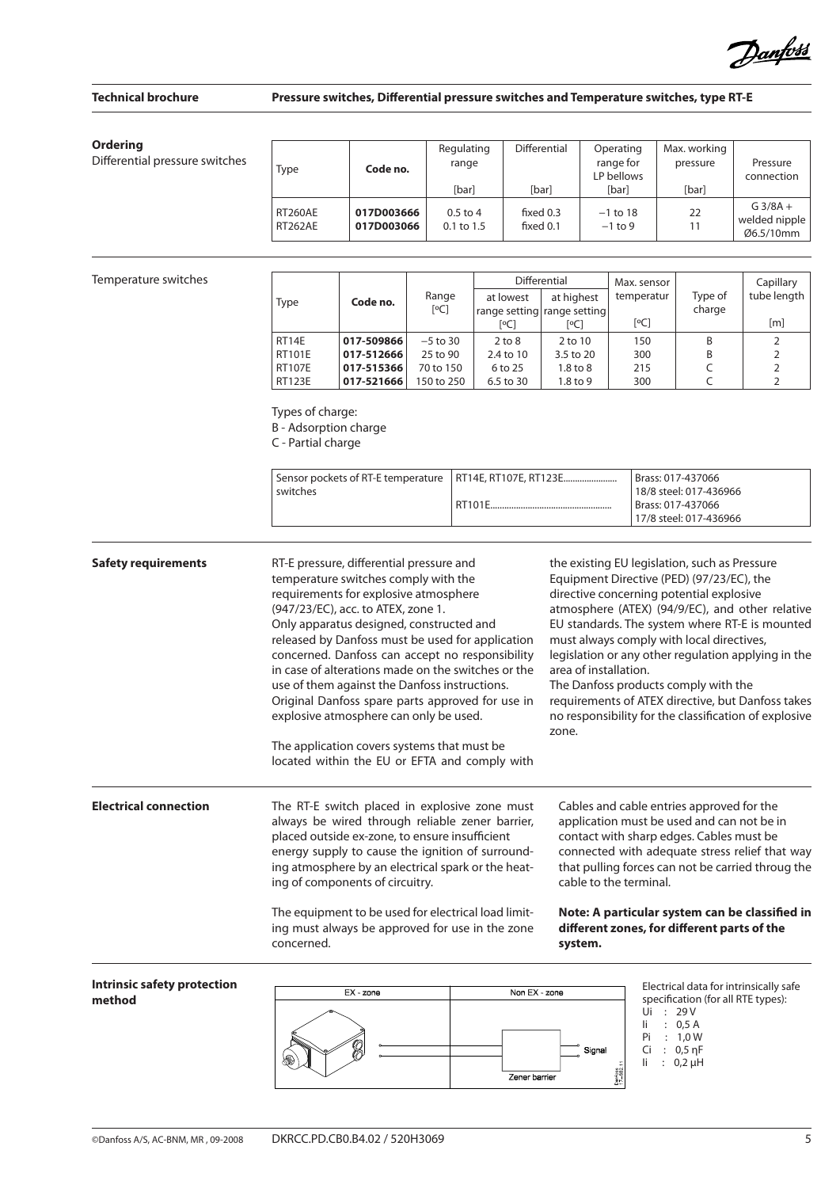## Ordering

Differential pressure switches

| Type | Code no. | Regulating range [bar] | Differential [bar] | Operating range for LP bellows [bar] | Max. working pressure [bar] | Pressure connection |
|---|---|---|---|---|---|---|
| RT260AE | **017D003666** | 0.5 to 4 | fixed 0.3 | −1 to 18 | 22 | G 3/8A + welded nipple Ø6.5/10mm |
| RT262AE | **017D003066** | 0.1 to 1.5 | fixed 0.1 | −1 to 9 | 11 | |

Temperature switches

| Type | Code no. | Range [°C] | Differential | | Max. sensor temperatur [°C] | Type of charge | Capillary tube length [m] |
|---|---|---|---|---|---|---|---|
| | | | at lowest range setting [°C] | at highest range setting [°C] | | | |
| RT14E | **017-509866** | −5 to 30 | 2 to 8 | 2 to 10 | 150 | B | 2 |
| RT101E | **017-512666** | 25 to 90 | 2.4 to 10 | 3.5 to 20 | 300 | B | 2 |
| RT107E | **017-515366** | 70 to 150 | 6 to 25 | 1.8 to 8 | 215 | C | 2 |
| RT123E | **017-521666** | 150 to 250 | 6.5 to 30 | 1.8 to 9 | 300 | C | 2 |

Types of charge:
B - Adsorption charge
C - Partial charge

| Sensor pockets of RT-E temperature switches | RT14E, RT107E, RT123E...................... | Brass: 017-437066<br>18/8 steel: 017-436966 |
|---|---|---|
| | RT101E.................................................. | Brass: 017-437066<br>17/8 steel: 017-436966 |

## Safety requirements

RT-E pressure, differential pressure and temperature switches comply with the requirements for explosive atmosphere (947/23/EC), acc. to ATEX, zone 1.
Only apparatus designed, constructed and released by Danfoss must be used for application concerned. Danfoss can accept no responsibility in case of alterations made on the switches or the use of them against the Danfoss instructions.
Original Danfoss spare parts approved for use in explosive atmosphere can only be used.

The application covers systems that must be located within the EU or EFTA and comply with the existing EU legislation, such as Pressure Equipment Directive (PED) (97/23/EC), the directive concerning potential explosive atmosphere (ATEX) (94/9/EC), and other relative EU standards. The system where RT-E is mounted must always comply with local directives, legislation or any other regulation applying in the area of installation.
The Danfoss products comply with the requirements of ATEX directive, but Danfoss takes no responsibility for the classification of explosive zone.

## Electrical connection

The RT-E switch placed in explosive zone must always be wired through reliable zener barrier, placed outside ex-zone, to ensure insufficient energy supply to cause the ignition of surrounding atmosphere by an electrical spark or the heating of components of circuitry.

The equipment to be used for electrical load limiting must always be approved for use in the zone concerned.

Cables and cable entries approved for the application must be used and can not be in contact with sharp edges. Cables must be connected with adequate stress relief that way that pulling forces can not be carried throug the cable to the terminal.

**Note: A particular system can be classified in different zones, for different parts of the system.**

## Intrinsic safety protection method

EX - zone | Non EX - zone
Signal
Zener barrier

Electrical data for intrinsically safe specification (for all RTE types):
Ui : 29 V
Ii : 0,5 A
Pi : 1,0 W
Ci : 0,5 ηF
Ii : 0,2 μH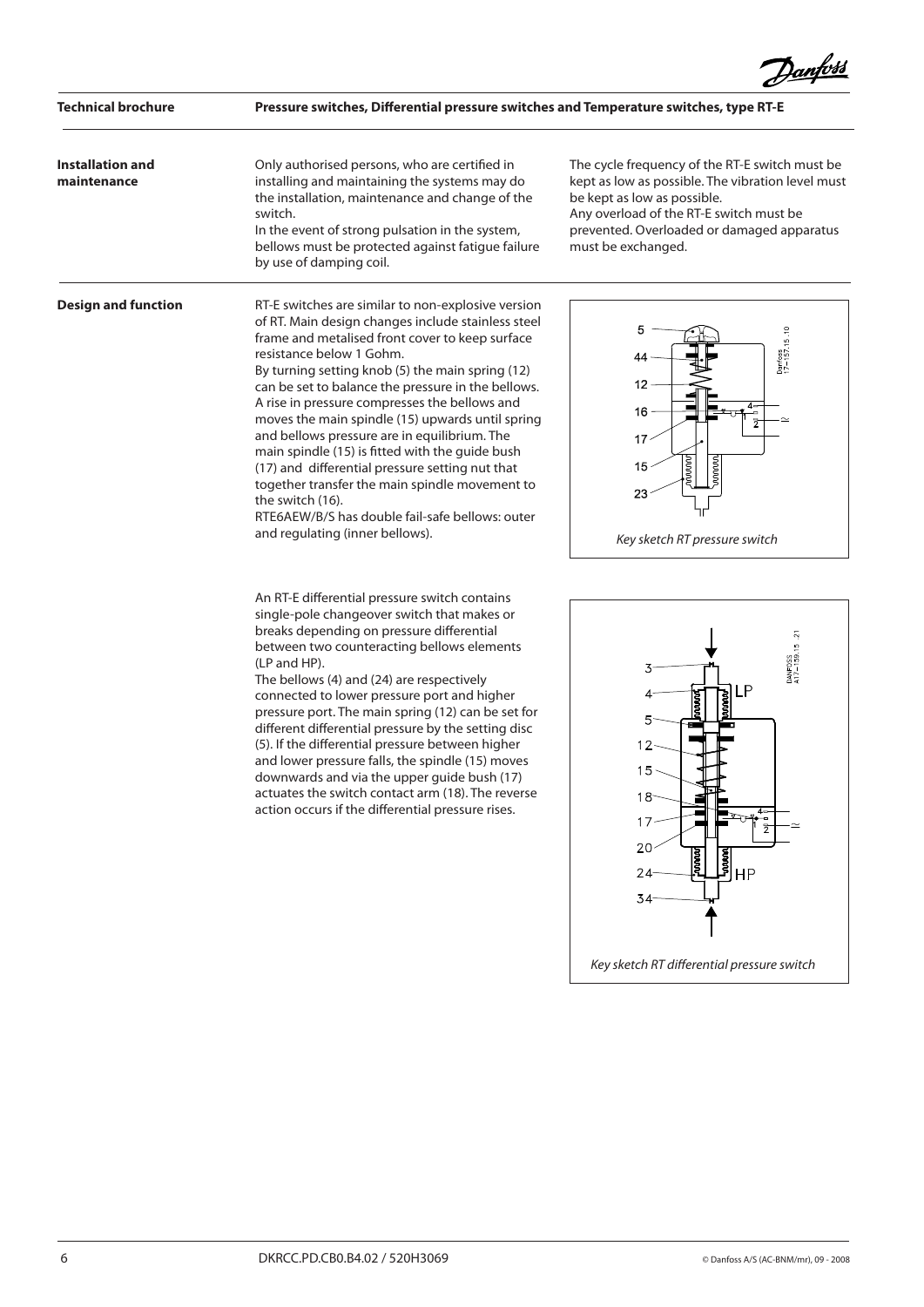## Installation and maintenance

Only authorised persons, who are certified in installing and maintaining the systems may do the installation, maintenance and change of the switch.
In the event of strong pulsation in the system, bellows must be protected against fatigue failure by use of damping coil.

The cycle frequency of the RT-E switch must be kept as low as possible. The vibration level must be kept as low as possible.
Any overload of the RT-E switch must be prevented. Overloaded or damaged apparatus must be exchanged.

## Design and function

RT-E switches are similar to non-explosive version of RT. Main design changes include stainless steel frame and metalised front cover to keep surface resistance below 1 Gohm.
By turning setting knob (5) the main spring (12) can be set to balance the pressure in the bellows. A rise in pressure compresses the bellows and moves the main spindle (15) upwards until spring and bellows pressure are in equilibrium. The main spindle (15) is fitted with the guide bush (17) and differential pressure setting nut that together transfer the main spindle movement to the switch (16).
RTE6AEW/B/S has double fail-safe bellows: outer and regulating (inner bellows).

*Key sketch RT pressure switch*

An RT-E differential pressure switch contains single-pole changeover switch that makes or breaks depending on pressure differential between two counteracting bellows elements (LP and HP).
The bellows (4) and (24) are respectively connected to lower pressure port and higher pressure port. The main spring (12) can be set for different differential pressure by the setting disc (5). If the differential pressure between higher and lower pressure falls, the spindle (15) moves downwards and via the upper guide bush (17) actuates the switch contact arm (18). The reverse action occurs if the differential pressure rises.

*Key sketch RT differential pressure switch*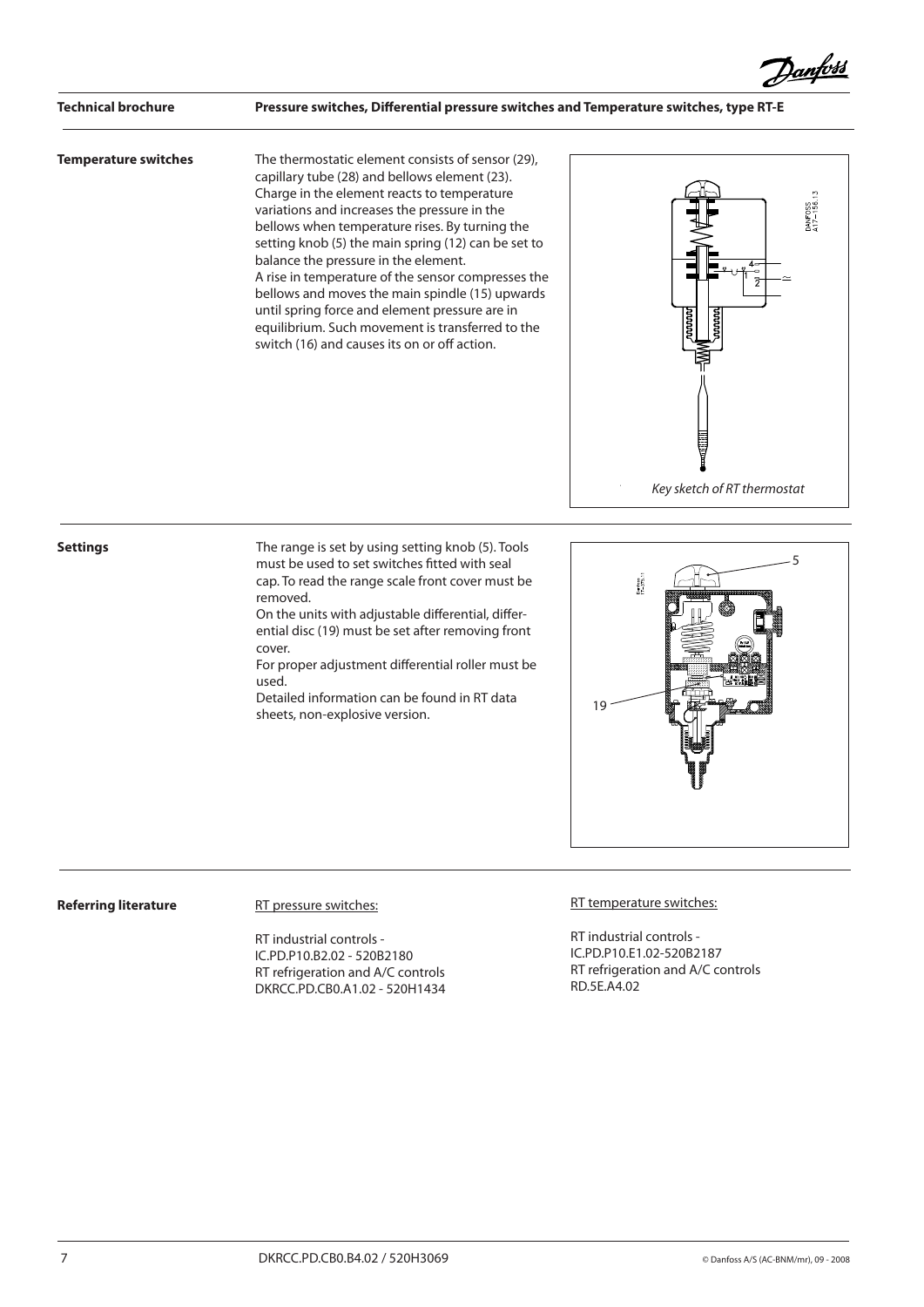## Temperature switches

The thermostatic element consists of sensor (29), capillary tube (28) and bellows element (23). Charge in the element reacts to temperature variations and increases the pressure in the bellows when temperature rises. By turning the setting knob (5) the main spring (12) can be set to balance the pressure in the element.
A rise in temperature of the sensor compresses the bellows and moves the main spindle (15) upwards until spring force and element pressure are in equilibrium. Such movement is transferred to the switch (16) and causes its on or off action.

*Key sketch of RT thermostat*

## Settings

The range is set by using setting knob (5). Tools must be used to set switches fitted with seal cap. To read the range scale front cover must be removed.
On the units with adjustable differential, differential disc (19) must be set after removing front cover.
For proper adjustment differential roller must be used.
Detailed information can be found in RT data sheets, non-explosive version.

## Referring literature

RT pressure switches:

RT industrial controls - IC.PD.P10.B2.02 - 520B2180
RT refrigeration and A/C controls DKRCC.PD.CB0.A1.02 - 520H1434

RT temperature switches:

RT industrial controls - IC.PD.P10.E1.02-520B2187
RT refrigeration and A/C controls RD.5E.A4.02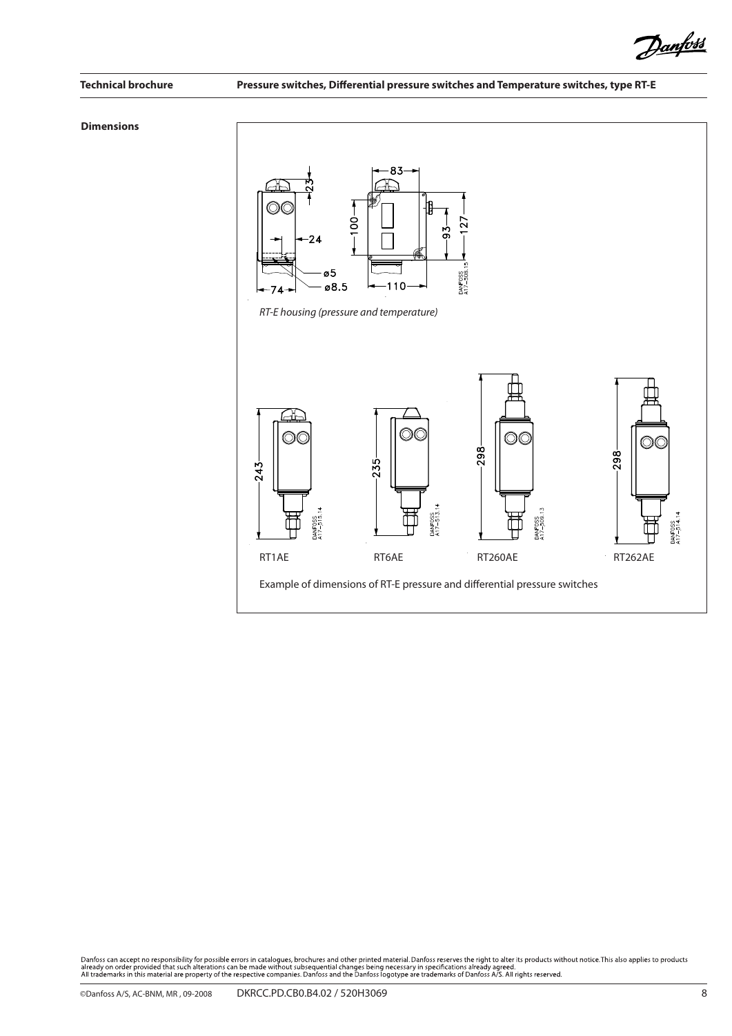## Dimensions

23

83

100

93

127

24

ø5

ø8.5

74

110

DANFOSS A17-508.15

*RT-E housing (pressure and temperature)*

243

DANFOSS A17-515.14

RT1AE

235

DANFOSS A17-513.14

RT6AE

298

DANFOSS A17-509.13

RT260AE

298

DANFOSS A17-514.14

RT262AE

Example of dimensions of RT-E pressure and differential pressure switches

Danfoss can accept no responsibility for possible errors in catalogues, brochures and other printed material. Danfoss reserves the right to alter its products without notice. This also applies to products already on order provided that such alterations can be made without subsequential changes being necessary in specifications already agreed.
All trademarks in this material are property of the respective companies. Danfoss and the Danfoss logotype are trademarks of Danfoss A/S. All rights reserved.

©Danfoss A/S, AC-BNM, MR , 09-2008 DKRCC.PD.CB0.B4.02 / 520H3069